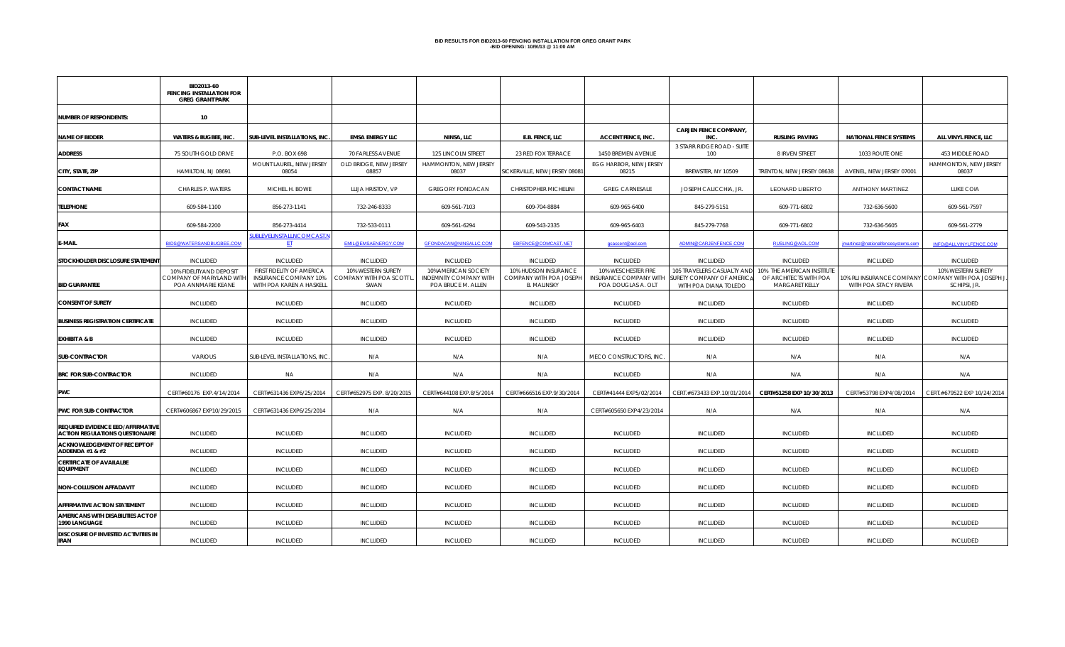# BID RESULTS FOR BID2013-60 FENCING INSTALLATION FOR GREG GRANT PARK
## -BID OPENING: 10/9//13 @ 11:00 AM

| | BID2013-60 FENCING INSTALLATION FOR GREG GRANT PARK | | | | | | | | | |
|---|---|---|---|---|---|---|---|---|---|---|
| **NUMBER OF RESPONDENTS:** | 10 | | | | | | | | | |
| **NAME OF BIDDER** | WATERS & BUGBEE, INC. | SUB-LEVEL INSTALLATIONS, INC. | EMSA ENERGY LLC | NINSA, LLC | E.B. FENCE, LLC | ACCENT FENCE, INC. | CARJEN FENCE COMPANY, INC. | RUSLING PAVING | NATIONAL FENCE SYSTEMS | ALL VINYL FENCE, LLC |
| **ADDRESS** | 75 SOUTH GOLD DRIVE | P.O. BOX 698 | 70 FARLESS AVENUE | 125 LINCOLN STREET | 23 RED FOX TERRACE | 1450 BREMEN AVENUE | 3 STARR RIDGE ROAD - SUITE 100 | 8 IRVEN STREET | 1033 ROUTE ONE | 453 MIDDLE ROAD |
| **CITY, STATE, ZIP** | HAMILTON, NJ 08691 | MOUNT LAUREL, NEW JERSEY 08054 | OLD BRIDGE, NEW JERSEY 08857 | HAMMONTON, NEW JERSEY 08037 | SICKERVILLE, NEW JERSEY 08081 | EGG HARBOR, NEW JERSEY 08215 | BREWSTER, NY 10509 | TRENTON, NEW JERSEY 08638 | AVENEL, NEW JERSEY 07001 | HAMMONTON, NEW JERSEY 08037 |
| **CONTACT NAME** | CHARLES P. WATERS | MICHEL H. BOWE | LLIJA HRISTOV, VP | GREGORY FONDACAN | CHRISTOPHER MICHELINI | GREG CARNESALE | JOSEPH CALICCHIA, JR. | LEONARD LIBERTO | ANTHONY MARTINEZ | LUKE COIA |
| **TELEPHONE** | 609-584-1100 | 856-273-1141 | 732-246-8333 | 609-561-7103 | 609-704-8884 | 609-965-6400 | 845-279-5151 | 609-771-6802 | 732-636-5600 | 609-561-7597 |
| **FAX** | 609-584-2200 | 856-273-4414 | 732-533-0111 | 609-561-6294 | 609-543-2335 | 609-965-6403 | 845-279-7768 | 609-771-6802 | 732-636-5605 | 609-561-2779 |
| **E-MAIL** | BIDS@WATERSANDBUGBEE.COM | SUBLEVELINSTALL@COMCAST.NET | EMIL@EMSAENERGY.COM | GFONDACAN@NINSALLC.COM | EBFENCE@COMCAST.NET | gcaccent@aol.com | ADMIN@CARJENFENCE.COM | RUSLING@AOL.COM | jmartinez@nationalfencesystems.com | INFO@ALLVINYLFENCE.COM |
| **STOCKHOLDER DISCLOSURE STATEMENT** | INCLUDED | INCLUDED | INCLUDED | INCLUDED | INCLUDED | INCLUDED | INCLUDED | INCLUDED | INCLUDED | INCLUDED |
| **BID GUARANTEE** | 10% FIDELITY AND DEPOSIT COMPANY OF MARYLAND WITH POA ANNMARIE KEANE | FIRST FIDELITY OF AMERICA INSURANCE COMPANY 10% WITH POA KAREN A HASKELL | 10% WESTERN SURETY COMPANY WITH POA SCOTT L. SWAN | 10% AMERICAN SOCIETY INDEMNITY COMPANY WITH POA BRUCE M. ALLEN | 10% HUDSON INSURANCE COMPANY WITH POA JOSEPH B. MALINSKY | 10% WESCHESTER FIRE INSURANCE COMPANY WITH POA DOUGLAS A. OLT | 105 TRAVELERS CASUALTY AND SURETY COMPANY OF AMERICA WITH POA DIANA TOLEDO | 10% THE AMERICAN INSTITUTE OF ARCHITECTS WITH POA MARGARET KELLY | 10% RLI INSURANCE COMPANY WITH POA STACY RIVERA | 10% WESTERN SURETY COMPANY WITH POA JOSEPH J. SCHIPSI, JR. |
| **CONSENT OF SURETY** | INCLUDED | INCLUDED | INCLUDED | INCLUDED | INCLUDED | INCLUDED | INCLUDED | INCLUDED | INCLUDED | INCLUDED |
| **BUSINESS REGISTRATION CERTIFICATE** | INCLUDED | INCLUDED | INCLUDED | INCLUDED | INCLUDED | INCLUDED | INCLUDED | INCLUDED | INCLUDED | INCLUDED |
| **EXHIBIT A & B** | INCLUDED | INCLUDED | INCLUDED | INCLUDED | INCLUDED | INCLUDED | INCLUDED | INCLUDED | INCLUDED | INCLUDED |
| **SUB-CONTRACTOR** | VARIOUS | SUB-LEVEL INSTALLATIONS, INC. | N/A | N/A | N/A | MECO CONSTRUCTORS, INC. | N/A | N/A | N/A | N/A |
| **BRC FOR SUB-CONTRACTOR** | INCLUDED | NA | N/A | N/A | N/A | INCLUDED | N/A | N/A | N/A | N/A |
| **PWC** | CERT#60176 EXP.4/14/2014 | CERT#631436 EXP6/25/2014 | CERT#652975 EXP. 8/20/2015 | CERT#644108 EXP.8/5/2014 | CERT#666516 EXP.9/30/2014 | CERT#41444 EXP5/02/2014 | CERT.#673433 EXP.10/01/2014 | **CERT#51258 EXP 10/30/2013** | CERT#53798 EXP4/08/2014 | CERT.#679522 EXP 10/24/2014 |
| **PWC FOR SUB-CONTRACTOR** | CERT#606867 EXP10/29/2015 | CERT#631436 EXP6/25/2014 | N/A | N/A | N/A | CERT#605650 EXP4/23/2014 | N/A | N/A | N/A | N/A |
| **REQUIRED EVIDENCE EEO/AFFIRMATIVE ACTION REGULATIONS QUESTIONAIRE** | INCLUDED | INCLUDED | INCLUDED | INCLUDED | INCLUDED | INCLUDED | INCLUDED | INCLUDED | INCLUDED | INCLUDED |
| **ACKNOWLEDGEMENT OF RECEIPT OF ADDENDA #1 & #2** | INCLUDED | INCLUDED | INCLUDED | INCLUDED | INCLUDED | INCLUDED | INCLUDED | INCLUDED | INCLUDED | INCLUDED |
| **CERTIFICATE OF AVAILALBE EQUIPMENT** | INCLUDED | INCLUDED | INCLUDED | INCLUDED | INCLUDED | INCLUDED | INCLUDED | INCLUDED | INCLUDED | INCLUDED |
| **NON-COLLUSION AFFADAVIT** | INCLUDED | INCLUDED | INCLUDED | INCLUDED | INCLUDED | INCLUDED | INCLUDED | INCLUDED | INCLUDED | INCLUDED |
| **AFFIRMATIVE ACTION STATEMENT** | INCLUDED | INCLUDED | INCLUDED | INCLUDED | INCLUDED | INCLUDED | INCLUDED | INCLUDED | INCLUDED | INCLUDED |
| **AMERICANS WITH DISABILITIES ACT OF 1990 LANGUAGE** | INCLUDED | INCLUDED | INCLUDED | INCLUDED | INCLUDED | INCLUDED | INCLUDED | INCLUDED | INCLUDED | INCLUDED |
| **DISCOSURE OF INVESTED ACTIVITIES IN IRAN** | INCLUDED | INCLUDED | INCLUDED | INCLUDED | INCLUDED | INCLUDED | INCLUDED | INCLUDED | INCLUDED | INCLUDED |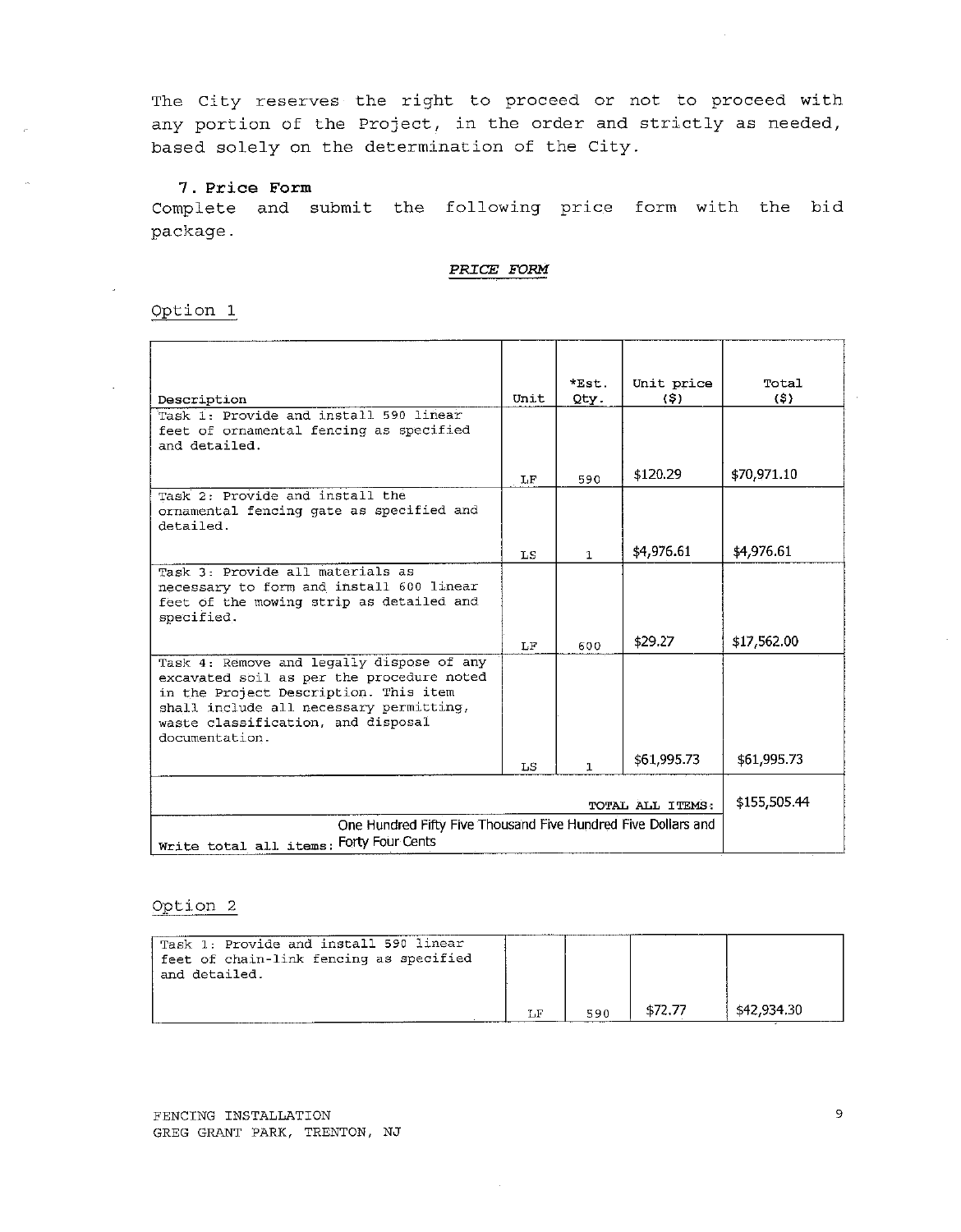The City reserves the right to proceed or not to proceed with any portion of the Project, in the order and strictly as needed, based solely on the determination of the City.

**7. Price Form**

Complete and submit the following price form with the bid package.

***PRICE FORM***

Option 1

| Description | Unit | *Est. Qty. | Unit price ($) | Total ($) |
|---|---|---|---|---|
| Task 1: Provide and install 590 linear feet of ornamental fencing as specified and detailed. | LF | 590 | $120.29 | $70,971.10 |
| Task 2: Provide and install the ornamental fencing gate as specified and detailed. | LS | 1 | $4,976.61 | $4,976.61 |
| Task 3: Provide all materials as necessary to form and install 600 linear feet of the mowing strip as detailed and specified. | LF | 600 | $29.27 | $17,562.00 |
| Task 4: Remove and legally dispose of any excavated soil as per the procedure noted in the Project Description. This item shall include all necessary permitting, waste classification, and disposal documentation. | LS | 1 | $61,995.73 | $61,995.73 |
| | | | TOTAL ALL ITEMS: | $155,505.44 |
| Write total all items: One Hundred Fifty Five Thousand Five Hundred Five Dollars and Forty Four Cents | | | | |

Option 2

| Description | Unit | *Est. Qty. | Unit price ($) | Total ($) |
|---|---|---|---|---|
| Task 1: Provide and install 590 linear feet of chain-link fencing as specified and detailed. | LF | 590 | $72.77 | $42,934.30 |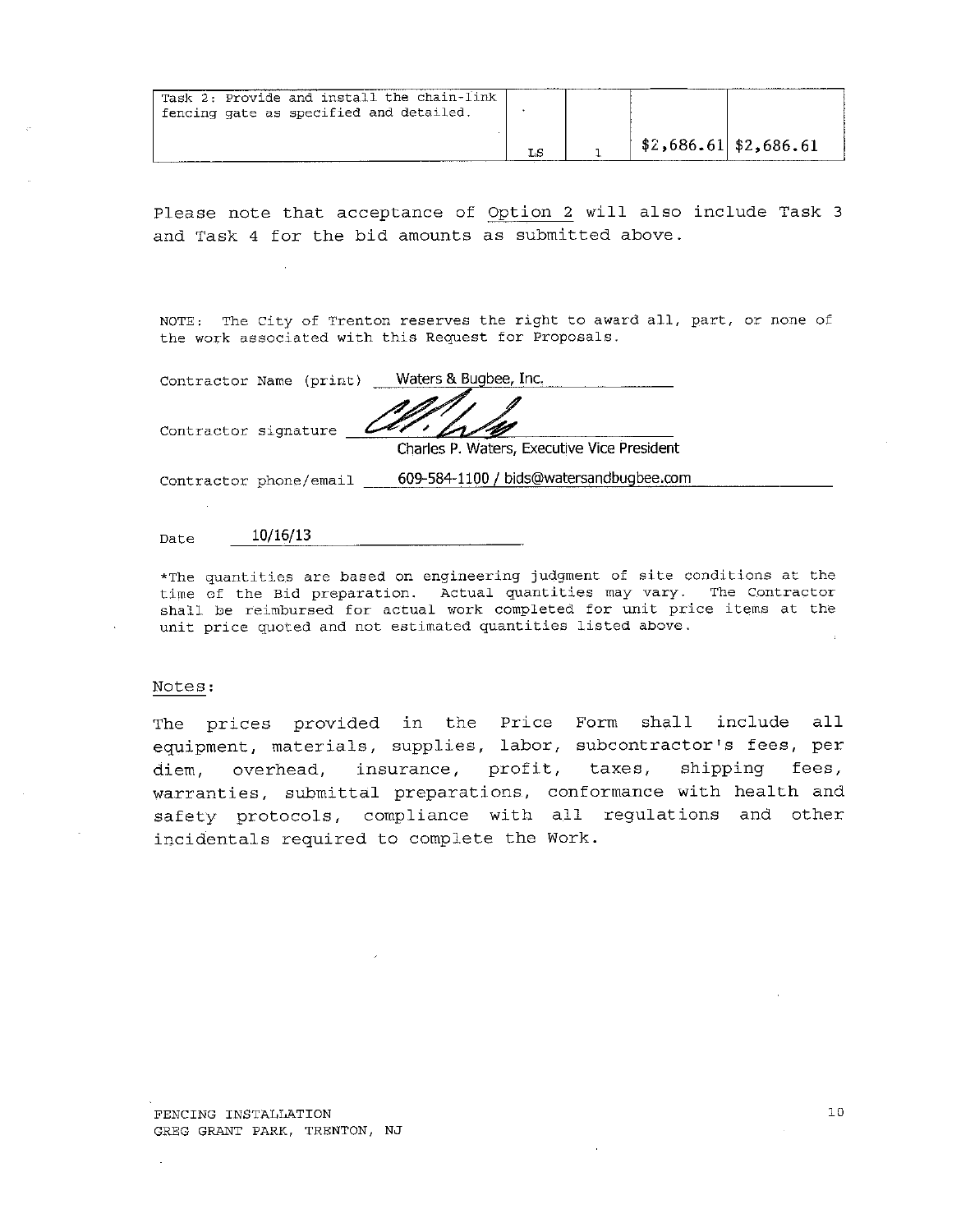| Task 2: Provide and install the chain-link fencing gate as specified and detailed. | LS | 1 | $2,686.61 | $2,686.61 |
|---|---|---|---|---|

Please note that acceptance of Option 2 will also include Task 3 and Task 4 for the bid amounts as submitted above.

NOTE: The City of Trenton reserves the right to award all, part, or none of the work associated with this Request for Proposals.

Contractor Name (print) Waters & Bugbee, Inc.

Contractor signature [signature]
Charles P. Waters, Executive Vice President

Contractor phone/email 609-584-1100 / bids@watersandbugbee.com

Date 10/16/13

*The quantities are based on engineering judgment of site conditions at the time of the Bid preparation. Actual quantities may vary. The Contractor shall be reimbursed for actual work completed for unit price items at the unit price quoted and not estimated quantities listed above.

Notes:

The prices provided in the Price Form shall include all equipment, materials, supplies, labor, subcontractor's fees, per diem, overhead, insurance, profit, taxes, shipping fees, warranties, submittal preparations, conformance with health and safety protocols, compliance with all regulations and other incidentals required to complete the Work.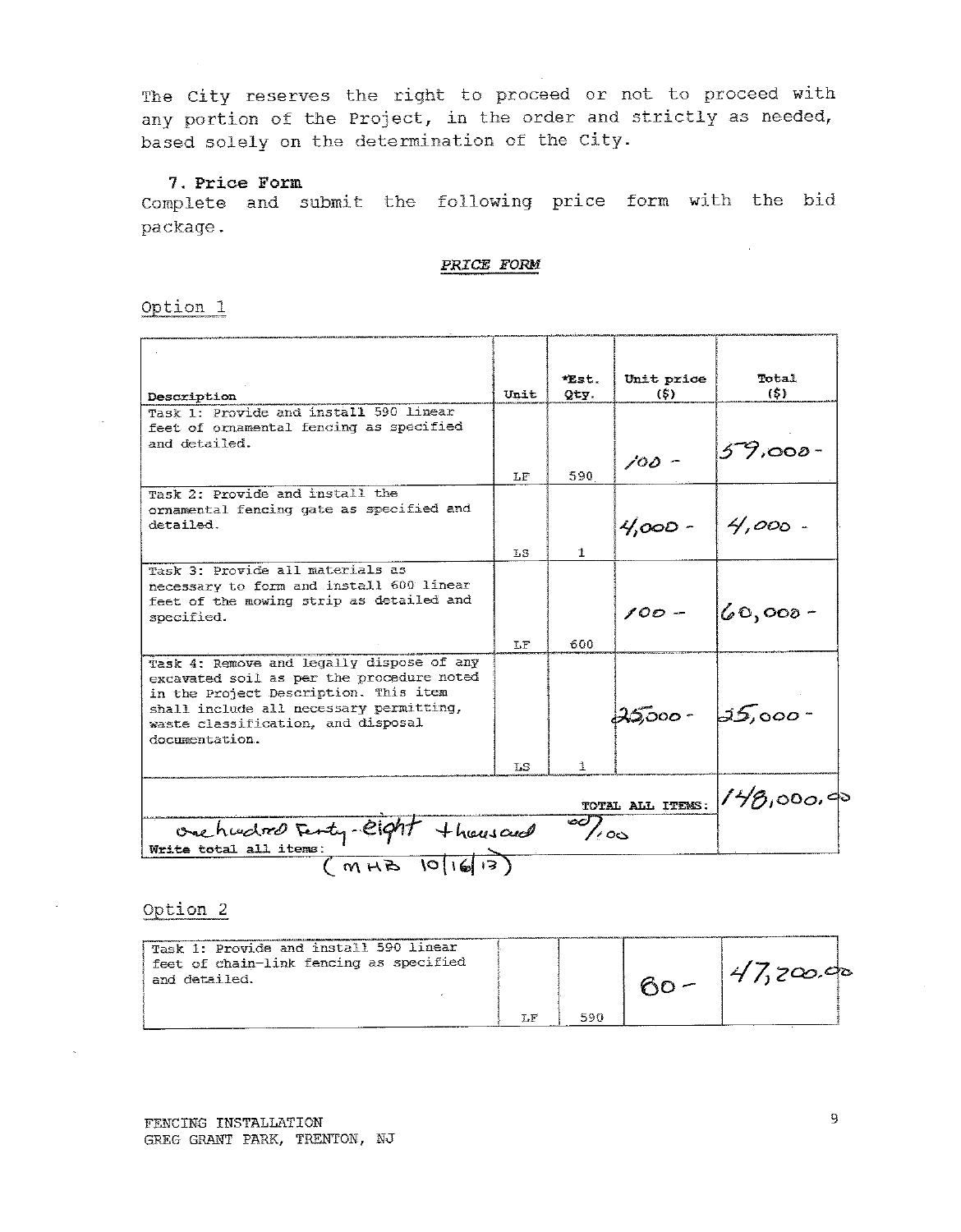The City reserves the right to proceed or not to proceed with any portion of the Project, in the order and strictly as needed, based solely on the determination of the City.

### 7. Price Form

Complete and submit the following price form with the bid package.

*PRICE FORM*

Option 1

| Description | Unit | *Est. Qty. | Unit price ($) | Total ($) |
|---|---|---|---|---|
| Task 1: Provide and install 590 linear feet of ornamental fencing as specified and detailed. | LF | 590 | 100 - | 59,000 - |
| Task 2: Provide and install the ornamental fencing gate as specified and detailed. | LS | 1 | 4,000 - | 4,000 - |
| Task 3: Provide all materials as necessary to form and install 600 linear feet of the mowing strip as detailed and specified. | LF | 600 | 100 - | 60,000 - |
| Task 4: Remove and legally dispose of any excavated soil as per the procedure noted in the Project Description. This item shall include all necessary permitting, waste classification, and disposal documentation. | LS | 1 | 25,000 - | 25,000 - |
| | | | TOTAL ALL ITEMS: | 148,000.00 |
| Write total all items: one hundred forty-eight thousand 00/100 | | | | |

(MHB 10/16/13)

Option 2

| | | | | |
|---|---|---|---|---|
| Task 1: Provide and install 590 linear feet of chain-link fencing as specified and detailed. | LF | 590 | 80 - | 47,200.00 |

FENCING INSTALLATION
GREG GRANT PARK, TRENTON, NJ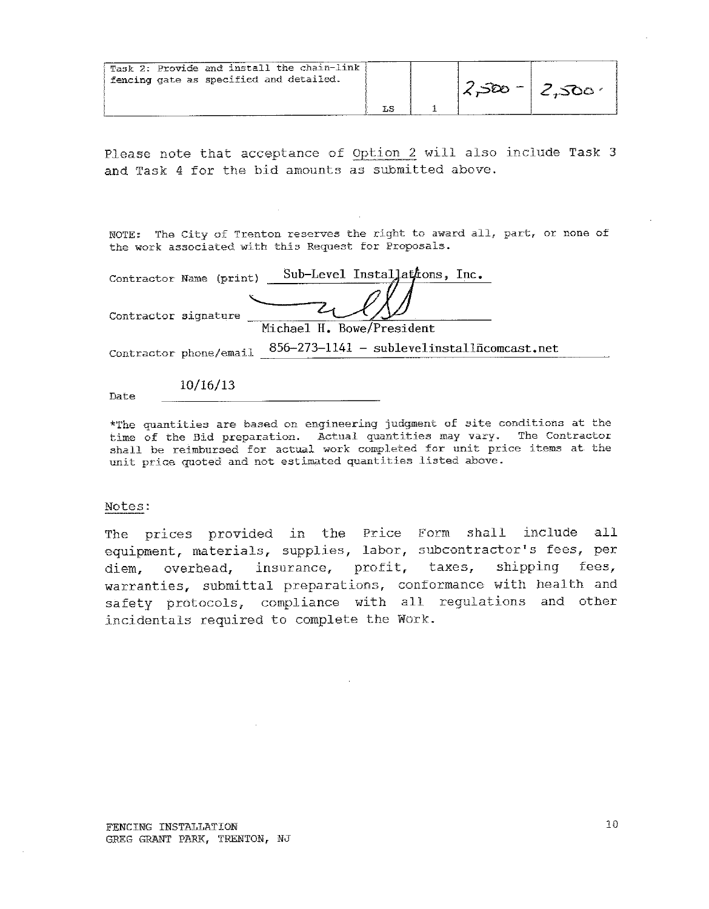| | | | | |
|---|---|---|---|---|
| Task 2: Provide and install the chain-link fencing gate as specified and detailed. | LS | 1 | 2,500 - | 2,500 - |

Please note that acceptance of Option 2 will also include Task 3 and Task 4 for the bid amounts as submitted above.

NOTE: The City of Trenton reserves the right to award all, part, or none of the work associated with this Request for Proposals.

Contractor Name (print) Sub-Level Installations, Inc.

Contractor signature [signature]
Michael H. Bowe/President

Contractor phone/email 856-273-1141 - sublevelinstall@comcast.net

Date 10/16/13

*The quantities are based on engineering judgment of site conditions at the time of the Bid preparation. Actual quantities may vary. The Contractor shall be reimbursed for actual work completed for unit price items at the unit price quoted and not estimated quantities listed above.

Notes:

The prices provided in the Price Form shall include all equipment, materials, supplies, labor, subcontractor's fees, per diem, overhead, insurance, profit, taxes, shipping fees, warranties, submittal preparations, conformance with health and safety protocols, compliance with all regulations and other incidentals required to complete the Work.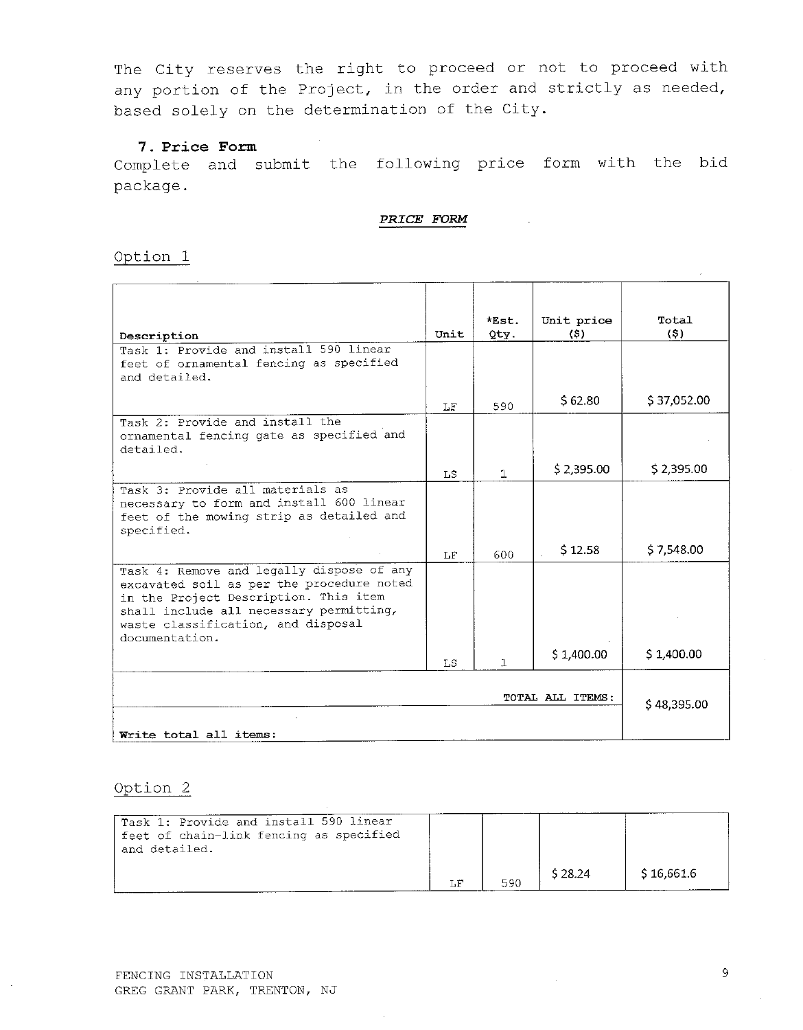The City reserves the right to proceed or not to proceed with any portion of the Project, in the order and strictly as needed, based solely on the determination of the City.

### 7. Price Form

Complete and submit the following price form with the bid package.

***PRICE FORM***

Option 1

| Description | Unit | *Est. Qty. | Unit price ($) | Total ($) |
|---|---|---|---|---|
| Task 1: Provide and install 590 linear feet of ornamental fencing as specified and detailed. | LF | 590 | $ 62.80 | $ 37,052.00 |
| Task 2: Provide and install the ornamental fencing gate as specified and detailed. | LS | 1 | $ 2,395.00 | $ 2,395.00 |
| Task 3: Provide all materials as necessary to form and install 600 linear feet of the mowing strip as detailed and specified. | LF | 600 | $ 12.58 | $ 7,548.00 |
| Task 4: Remove and legally dispose of any excavated soil as per the procedure noted in the Project Description. This item shall include all necessary permitting, waste classification, and disposal documentation. | LS | 1 | $ 1,400.00 | $ 1,400.00 |
| | | | TOTAL ALL ITEMS: | $ 48,395.00 |
| **Write total all items:** | | | | |

Option 2

| Description | Unit | *Est. Qty. | Unit price ($) | Total ($) |
|---|---|---|---|---|
| Task 1: Provide and install 590 linear feet of chain-link fencing as specified and detailed. | LF | 590 | $ 28.24 | $ 16,661.6 |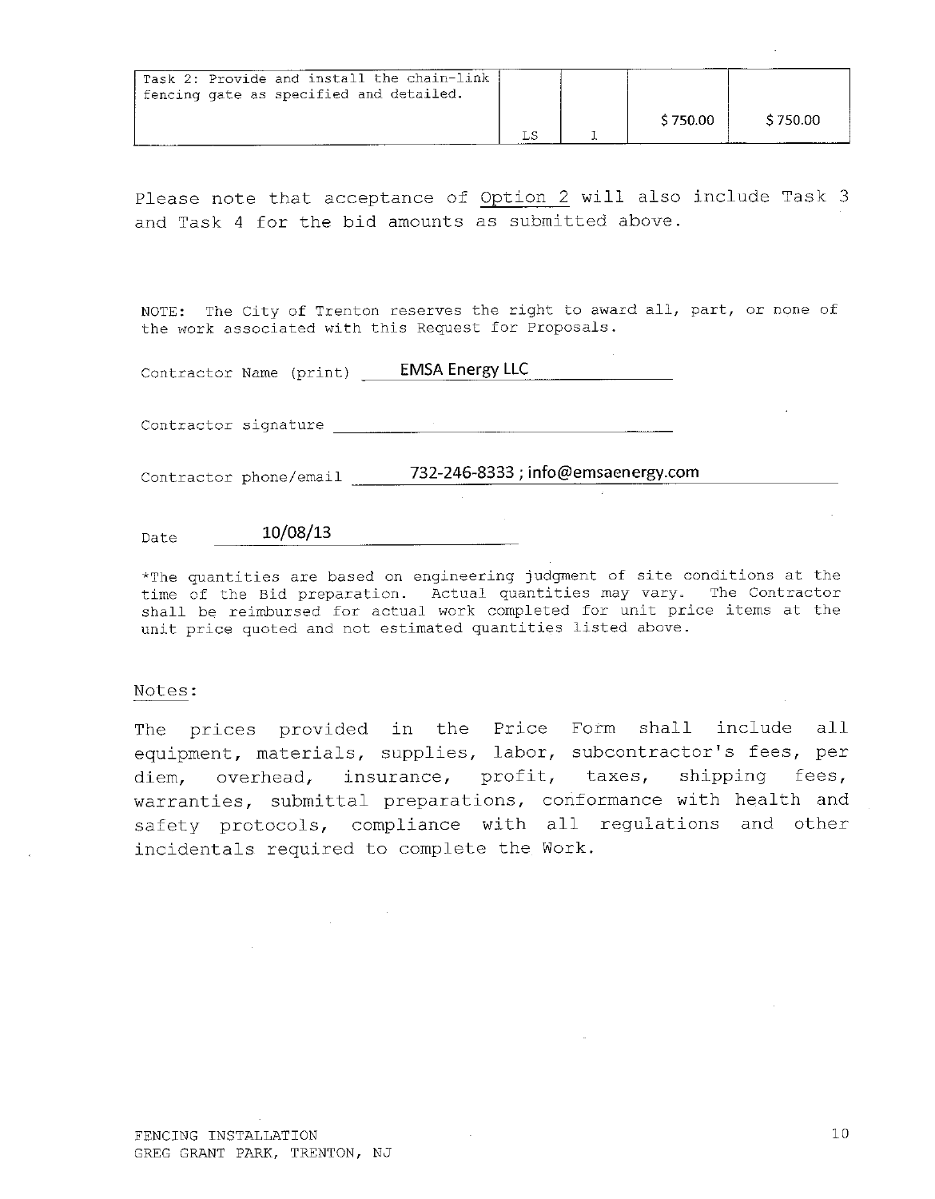| Task 2: Provide and install the chain-link fencing gate as specified and detailed. | LS | 1 | $ 750.00 | $ 750.00 |
|---|---|---|---|---|

Please note that acceptance of Option 2 will also include Task 3 and Task 4 for the bid amounts as submitted above.

NOTE: The City of Trenton reserves the right to award all, part, or none of the work associated with this Request for Proposals.

Contractor Name (print) EMSA Energy LLC

Contractor signature ______________________

Contractor phone/email 732-246-8333 ; info@emsaenergy.com

Date 10/08/13

*The quantities are based on engineering judgment of site conditions at the time of the Bid preparation. Actual quantities may vary. The Contractor shall be reimbursed for actual work completed for unit price items at the unit price quoted and not estimated quantities listed above.

Notes:

The prices provided in the Price Form shall include all equipment, materials, supplies, labor, subcontractor's fees, per diem, overhead, insurance, profit, taxes, shipping fees, warranties, submittal preparations, conformance with health and safety protocols, compliance with all regulations and other incidentals required to complete the Work.

FENCING INSTALLATION
GREG GRANT PARK, TRENTON, NJ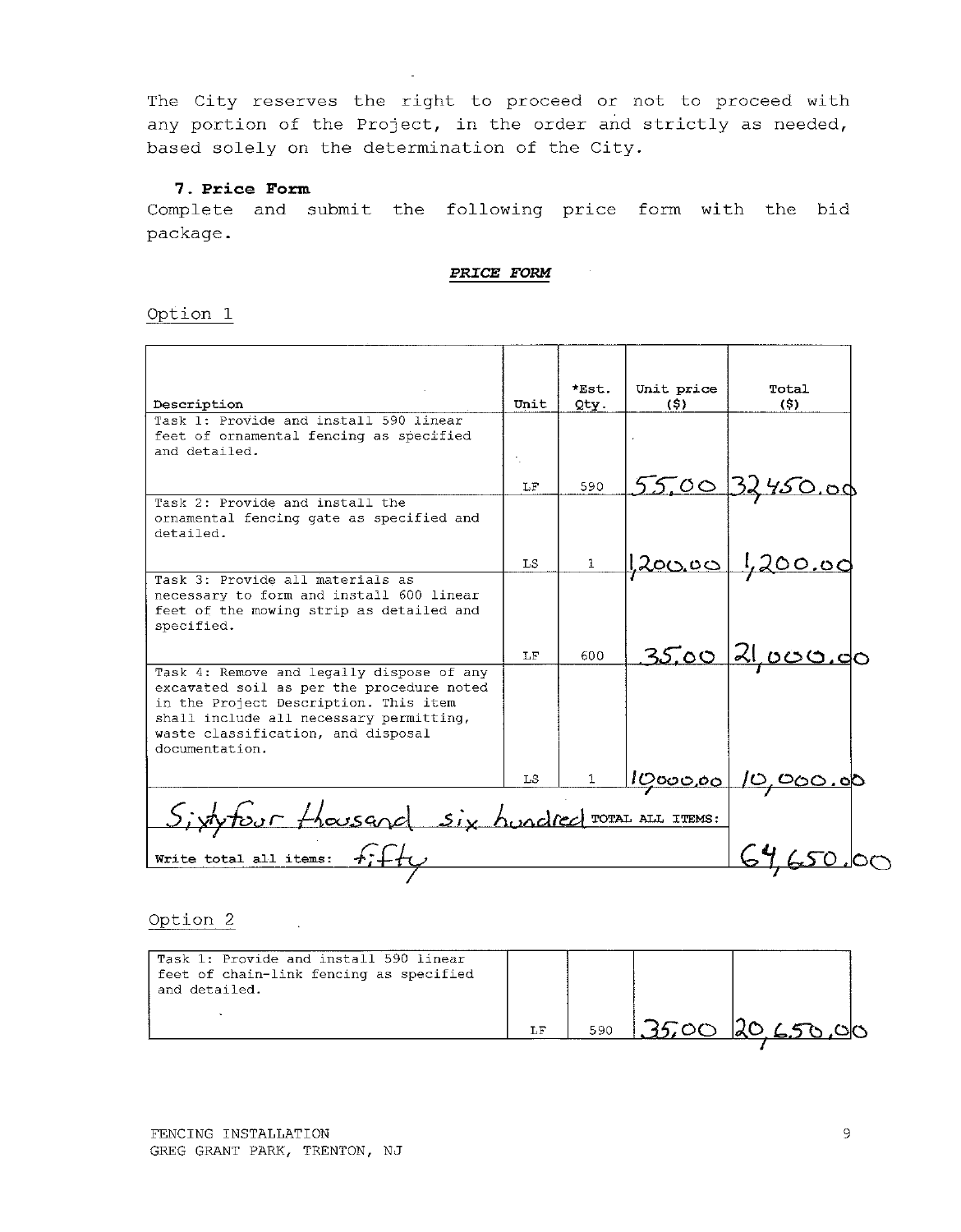The City reserves the right to proceed or not to proceed with any portion of the Project, in the order and strictly as needed, based solely on the determination of the City.

### 7. Price Form

Complete and submit the following price form with the bid package.

***PRICE FORM***

Option 1

| Description | Unit | *Est. Qty. | Unit price ($) | Total ($) |
|---|---|---|---|---|
| Task 1: Provide and install 590 linear feet of ornamental fencing as specified and detailed. | LF | 590 | 55.00 | 32,450.00 |
| Task 2: Provide and install the ornamental fencing gate as specified and detailed. | LS | 1 | 1,200.00 | 1,200.00 |
| Task 3: Provide all materials as necessary to form and install 600 linear feet of the mowing strip as detailed and specified. | LF | 600 | 35.00 | 21,000.00 |
| Task 4: Remove and legally dispose of any excavated soil as per the procedure noted in the Project Description. This item shall include all necessary permitting, waste classification, and disposal documentation. | LS | 1 | 10,000.00 | 10,000.00 |
| Sixtyfour thousand six hundred | | | TOTAL ALL ITEMS: | |
| Write total all items: fifty | | | | 64,650.00 |

Option 2

| Description | Unit | *Est. Qty. | Unit price ($) | Total ($) |
|---|---|---|---|---|
| Task 1: Provide and install 590 linear feet of chain-link fencing as specified and detailed. | LF | 590 | 35.00 | 20,650.00 |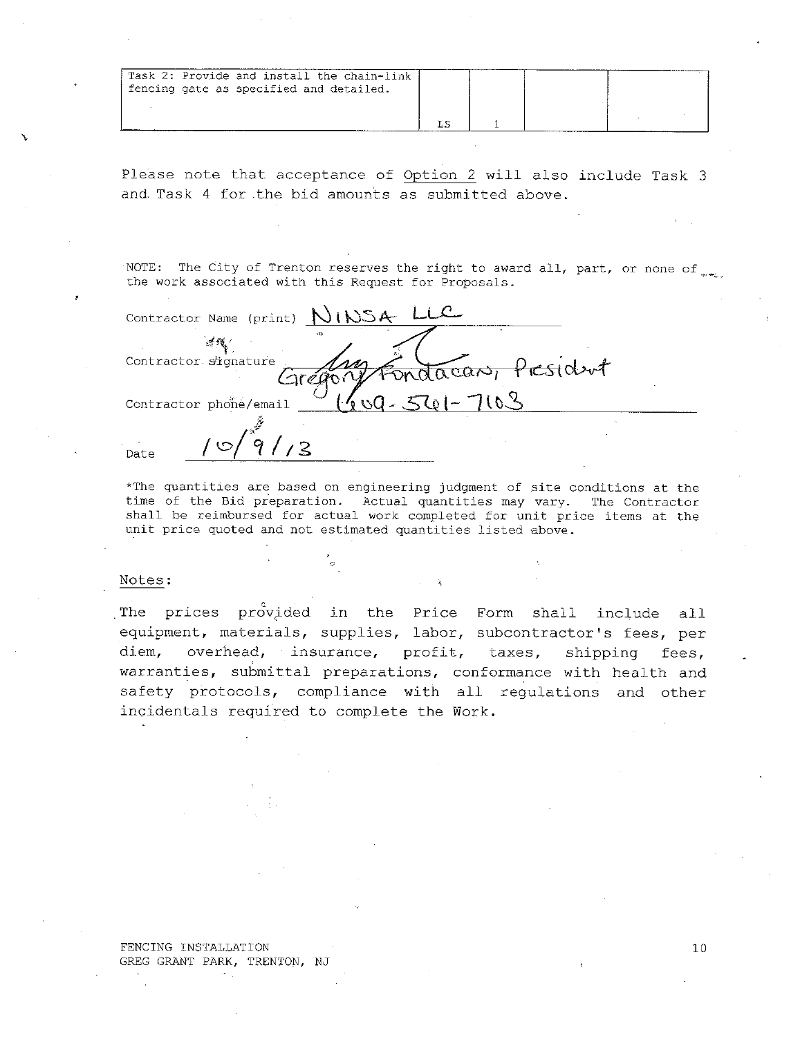| Task 2: Provide and install the chain-link fencing gate as specified and detailed. | LS | 1 | | |
|---|---|---|---|---|

Please note that acceptance of Option 2 will also include Task 3 and Task 4 for the bid amounts as submitted above.

NOTE: The City of Trenton reserves the right to award all, part, or none of the work associated with this Request for Proposals.

Contractor Name (print) NINSA LLC

Contractor signature Gregory Fondacaro, President

Contractor phone/email (609-561-7103

Date 10/9/13

*The quantities are based on engineering judgment of site conditions at the time of the Bid preparation. Actual quantities may vary. The Contractor shall be reimbursed for actual work completed for unit price items at the unit price quoted and not estimated quantities listed above.

Notes:

The prices provided in the Price Form shall include all equipment, materials, supplies, labor, subcontractor's fees, per diem, overhead, insurance, profit, taxes, shipping fees, warranties, submittal preparations, conformance with health and safety protocols, compliance with all regulations and other incidentals required to complete the Work.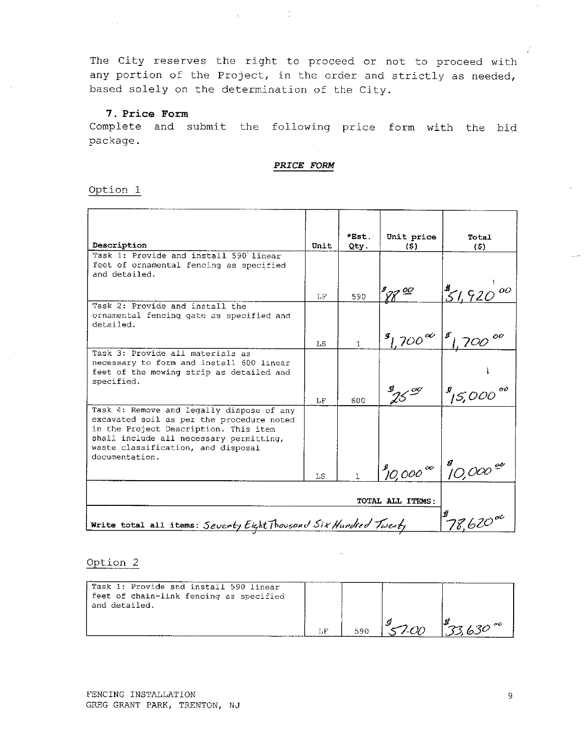The City reserves the right to proceed or not to proceed with any portion of the Project, in the order and strictly as needed, based solely on the determination of the City.

### 7. Price Form

Complete and submit the following price form with the bid package.

***PRICE FORM***

Option 1

| Description | Unit | *Est. Qty. | Unit price ($) | Total ($) |
|---|---|---|---|---|
| Task 1: Provide and install 590 linear feet of ornamental fencing as specified and detailed. | LF | 590 | $88.00 | $51,920.00 |
| Task 2: Provide and install the ornamental fencing gate as specified and detailed. | LS | 1 | $1,700.00 | $1,700.00 |
| Task 3: Provide all materials as necessary to form and install 600 linear feet of the mowing strip as detailed and specified. | LF | 600 | $25.00 | $15,000.00 |
| Task 4: Remove and legally dispose of any excavated soil as per the procedure noted in the Project Description. This item shall include all necessary permitting, waste classification, and disposal documentation. | LS | 1 | $10,000.00 | $10,000.00 |
| TOTAL ALL ITEMS: | | | | $78,620.00 |
| **Write total all items:** Seventy Eight Thousand Six Hundred Twenty | | | | |

Option 2

| Description | Unit | *Est. Qty. | Unit price ($) | Total ($) |
|---|---|---|---|---|
| Task 1: Provide and install 590 linear feet of chain-link fencing as specified and detailed. | LF | 590 | $57.00 | $33,630.00 |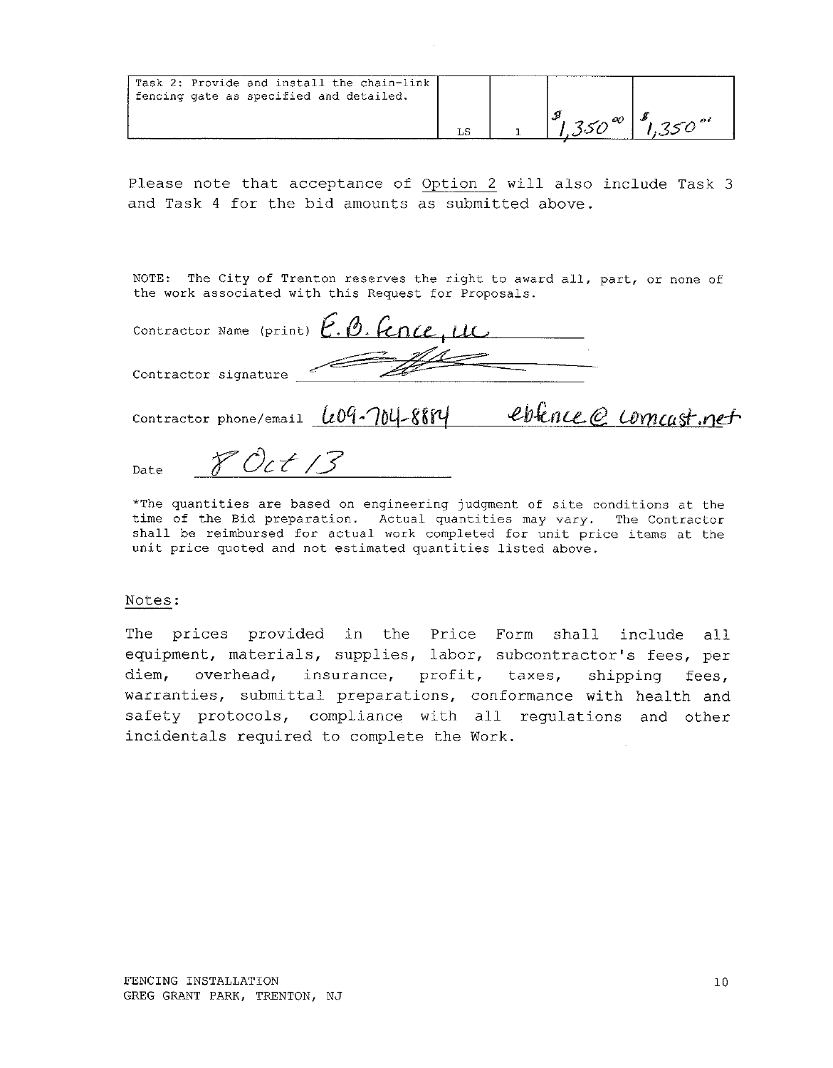| Task 2: Provide and install the chain-link fencing gate as specified and detailed. | LS | 1 | $1,350.00 | $1,350.00 |
|---|---|---|---|---|

Please note that acceptance of Option 2 will also include Task 3 and Task 4 for the bid amounts as submitted above.

NOTE: The City of Trenton reserves the right to award all, part, or none of the work associated with this Request for Proposals.

Contractor Name (print) E.B. Fence, LLC

Contractor signature ____________________

Contractor phone/email 609-704-8884 ebfence@comcast.net

Date 8 Oct 13

*The quantities are based on engineering judgment of site conditions at the time of the Bid preparation. Actual quantities may vary. The Contractor shall be reimbursed for actual work completed for unit price items at the unit price quoted and not estimated quantities listed above.

Notes:

The prices provided in the Price Form shall include all equipment, materials, supplies, labor, subcontractor's fees, per diem, overhead, insurance, profit, taxes, shipping fees, warranties, submittal preparations, conformance with health and safety protocols, compliance with all regulations and other incidentals required to complete the Work.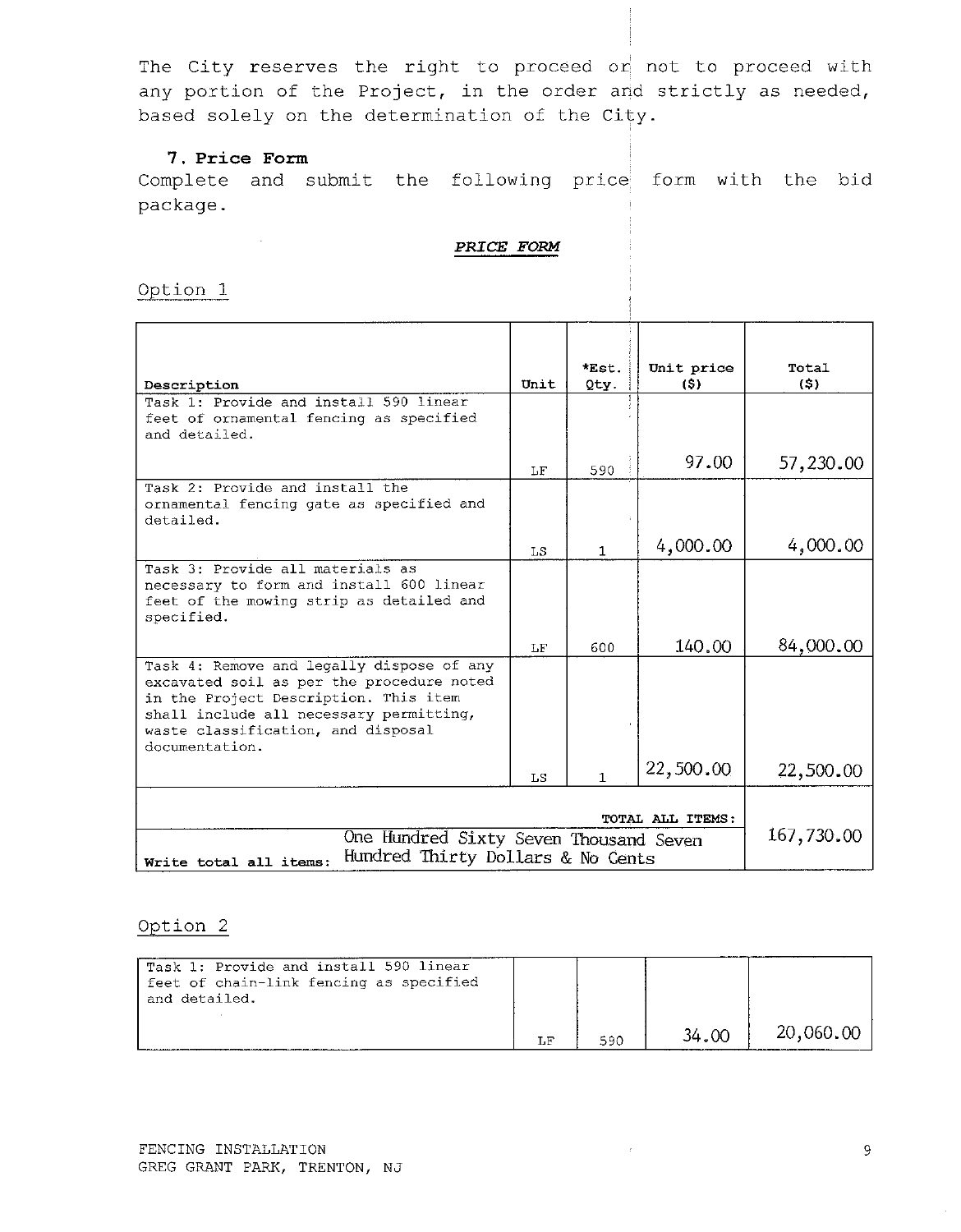The City reserves the right to proceed or not to proceed with any portion of the Project, in the order and strictly as needed, based solely on the determination of the City.

**7. Price Form**

Complete and submit the following price form with the bid package.

***PRICE FORM***

Option 1

| Description | Unit | *Est. Qty. | Unit price ($) | Total ($) |
|---|---|---|---|---|
| Task 1: Provide and install 590 linear feet of ornamental fencing as specified and detailed. | LF | 590 | 97.00 | 57,230.00 |
| Task 2: Provide and install the ornamental fencing gate as specified and detailed. | LS | 1 | 4,000.00 | 4,000.00 |
| Task 3: Provide all materials as necessary to form and install 600 linear feet of the mowing strip as detailed and specified. | LF | 600 | 140.00 | 84,000.00 |
| Task 4: Remove and legally dispose of any excavated soil as per the procedure noted in the Project Description. This item shall include all necessary permitting, waste classification, and disposal documentation. | LS | 1 | 22,500.00 | 22,500.00 |
| **TOTAL ALL ITEMS:** | | | | 167,730.00 |
| **Write total all items:** One Hundred Sixty Seven Thousand Seven Hundred Thirty Dollars & No Cents | | | | |

Option 2

| Description | Unit | *Est. Qty. | Unit price ($) | Total ($) |
|---|---|---|---|---|
| Task 1: Provide and install 590 linear feet of chain-link fencing as specified and detailed. | LF | 590 | 34.00 | 20,060.00 |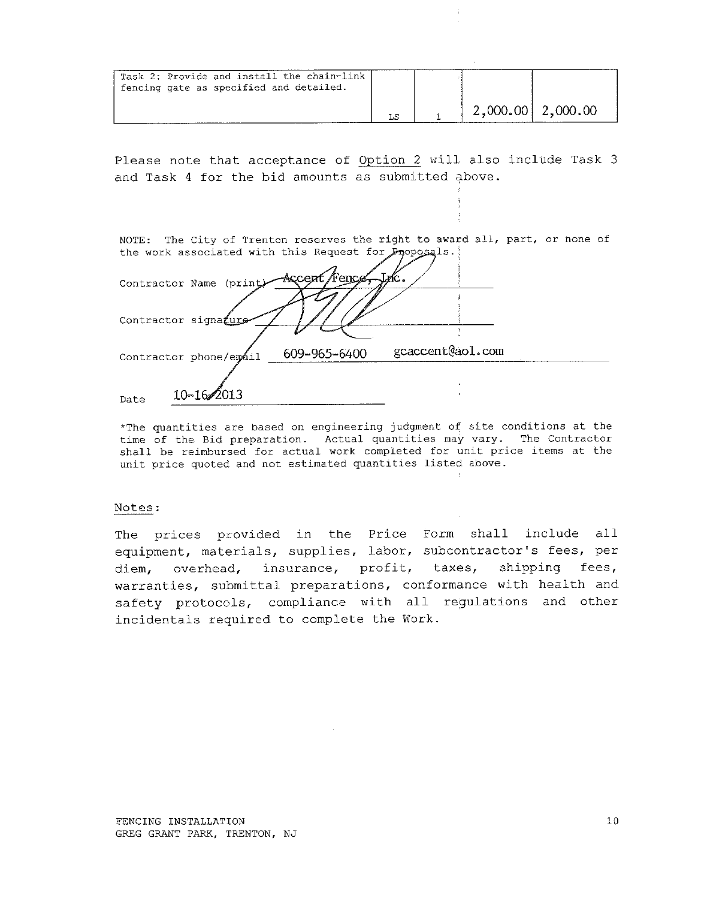| Task 2: Provide and install the chain-link fencing gate as specified and detailed. | LS | 1 | 2,000.00 | 2,000.00 |
|---|---|---|---|---|

Please note that acceptance of Option 2 will also include Task 3 and Task 4 for the bid amounts as submitted above.

NOTE: The City of Trenton reserves the right to award all, part, or none of the work associated with this Request for Proposals.

Contractor Name (print) Accent Fence, Inc.

Contractor signature

Contractor phone/email 609-965-6400 gcaccent@aol.com

Date 10-16-2013

*The quantities are based on engineering judgment of site conditions at the time of the Bid preparation. Actual quantities may vary. The Contractor shall be reimbursed for actual work completed for unit price items at the unit price quoted and not estimated quantities listed above.

Notes:

The prices provided in the Price Form shall include all equipment, materials, supplies, labor, subcontractor's fees, per diem, overhead, insurance, profit, taxes, shipping fees, warranties, submittal preparations, conformance with health and safety protocols, compliance with all regulations and other incidentals required to complete the Work.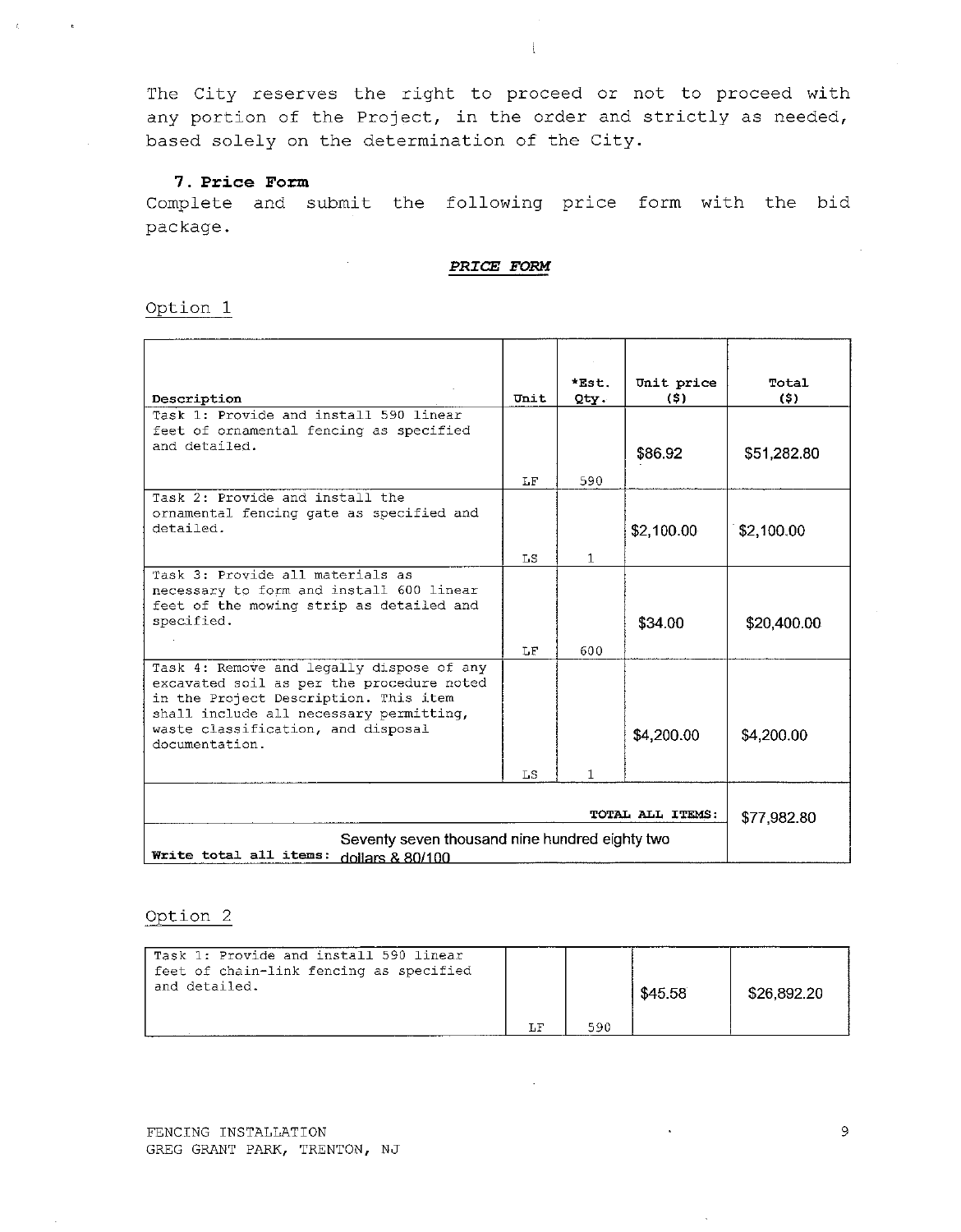The City reserves the right to proceed or not to proceed with any portion of the Project, in the order and strictly as needed, based solely on the determination of the City.

### 7. Price Form

Complete and submit the following price form with the bid package.

***PRICE FORM***

Option 1

| Description | Unit | *Est. Qty. | Unit price ($) | Total ($) |
|---|---|---|---|---|
| Task 1: Provide and install 590 linear feet of ornamental fencing as specified and detailed. | LF | 590 | $86.92 | $51,282.80 |
| Task 2: Provide and install the ornamental fencing gate as specified and detailed. | LS | 1 | $2,100.00 | $2,100.00 |
| Task 3: Provide all materials as necessary to form and install 600 linear feet of the mowing strip as detailed and specified. | LF | 600 | $34.00 | $20,400.00 |
| Task 4: Remove and legally dispose of any excavated soil as per the procedure noted in the Project Description. This item shall include all necessary permitting, waste classification, and disposal documentation. | LS | 1 | $4,200.00 | $4,200.00 |
| | | | **TOTAL ALL ITEMS:** | $77,982.80 |
| **Write total all items:** Seventy seven thousand nine hundred eighty two dollars & 80/100 | | | | |

Option 2

| Description | Unit | *Est. Qty. | Unit price ($) | Total ($) |
|---|---|---|---|---|
| Task 1: Provide and install 590 linear feet of chain-link fencing as specified and detailed. | LF | 590 | $45.58 | $26,892.20 |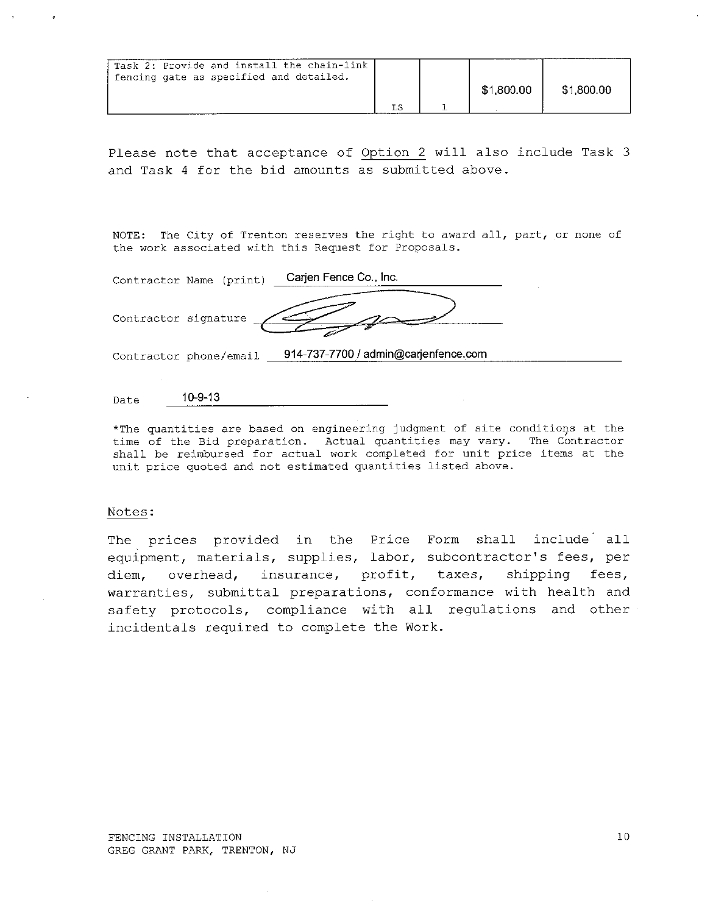| Task 2: Provide and install the chain-link fencing gate as specified and detailed. | LS | 1 | $1,800.00 | $1,800.00 |
| --- | --- | --- | --- | --- |

Please note that acceptance of Option 2 will also include Task 3 and Task 4 for the bid amounts as submitted above.

NOTE: The City of Trenton reserves the right to award all, part, or none of the work associated with this Request for Proposals.

Contractor Name (print) Carjen Fence Co., Inc.

Contractor signature ________________

Contractor phone/email 914-737-7700 / admin@carjenfence.com

Date 10-9-13

*The quantities are based on engineering judgment of site conditions at the time of the Bid preparation. Actual quantities may vary. The Contractor shall be reimbursed for actual work completed for unit price items at the unit price quoted and not estimated quantities listed above.

Notes:

The prices provided in the Price Form shall include all equipment, materials, supplies, labor, subcontractor's fees, per diem, overhead, insurance, profit, taxes, shipping fees, warranties, submittal preparations, conformance with health and safety protocols, compliance with all regulations and other incidentals required to complete the Work.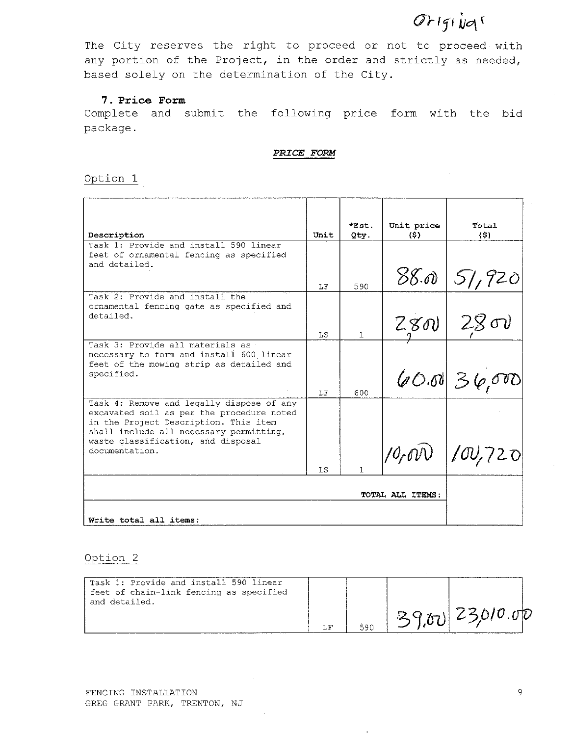Original

The City reserves the right to proceed or not to proceed with any portion of the Project, in the order and strictly as needed, based solely on the determination of the City.

### 7. Price Form

Complete and submit the following price form with the bid package.

***PRICE FORM***

Option 1

| Description | Unit | *Est. Qty. | Unit price ($) | Total ($) |
|---|---|---|---|---|
| Task 1: Provide and install 590 linear feet of ornamental fencing as specified and detailed. | LF | 590 | 88.00 | 51,920 |
| Task 2: Provide and install the ornamental fencing gate as specified and detailed. | LS | 1 | 2,800 | 2,800 |
| Task 3: Provide all materials as necessary to form and install 600 linear feet of the mowing strip as detailed and specified. | LF | 600 | 60.00 | 36,000 |
| Task 4: Remove and legally dispose of any excavated soil as per the procedure noted in the Project Description. This item shall include all necessary permitting, waste classification, and disposal documentation. | LS | 1 | 10,000 | 100,720 |
| TOTAL ALL ITEMS: | | | | |
| Write total all items: | | | | |

Option 2

| Description | Unit | *Est. Qty. | Unit price ($) | Total ($) |
|---|---|---|---|---|
| Task 1: Provide and install 590 linear feet of chain-link fencing as specified and detailed. | LF | 590 | 39.00 | 23,010.00 |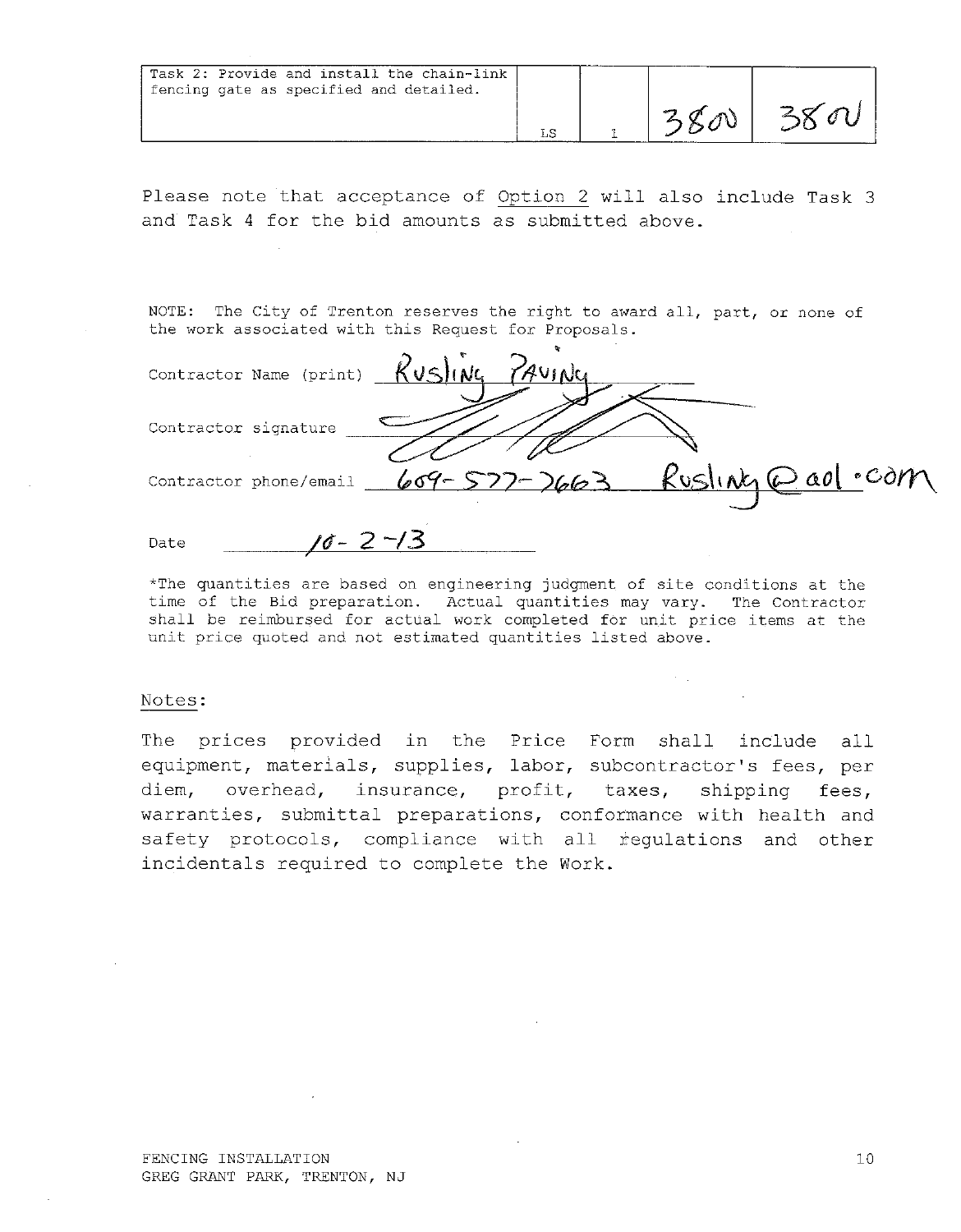| Task 2: Provide and install the chain-link fencing gate as specified and detailed. | LS | 1 | 3800 | 3800 |
|---|---|---|---|---|

Please note that acceptance of Option 2 will also include Task 3 and Task 4 for the bid amounts as submitted above.

NOTE: The City of Trenton reserves the right to award all, part, or none of the work associated with this Request for Proposals.

Contractor Name (print) Rusling Paving

Contractor signature ______

Contractor phone/email 609-577-2663 Rusling@aol.com

Date 10-2-13

*The quantities are based on engineering judgment of site conditions at the time of the Bid preparation. Actual quantities may vary. The Contractor shall be reimbursed for actual work completed for unit price items at the unit price quoted and not estimated quantities listed above.

Notes:

The prices provided in the Price Form shall include all equipment, materials, supplies, labor, subcontractor's fees, per diem, overhead, insurance, profit, taxes, shipping fees, warranties, submittal preparations, conformance with health and safety protocols, compliance with all regulations and other incidentals required to complete the Work.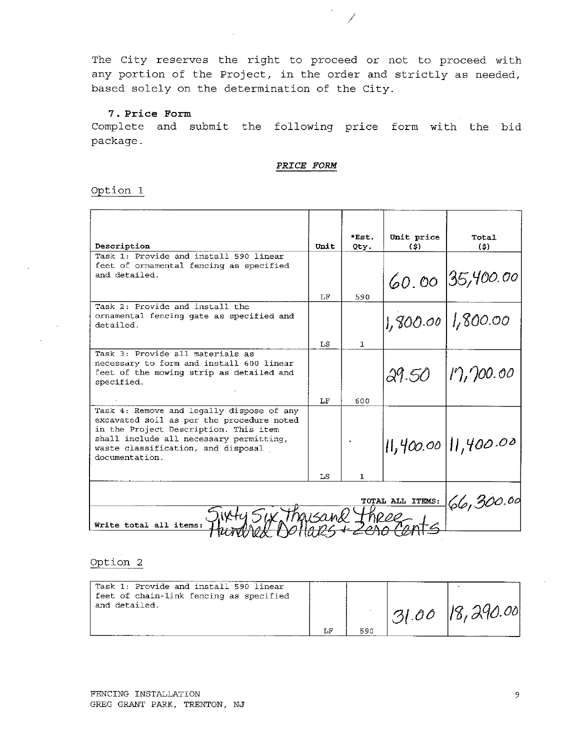The City reserves the right to proceed or not to proceed with any portion of the Project, in the order and strictly as needed, based solely on the determination of the City.

### 7. Price Form

Complete and submit the following price form with the bid package.

***PRICE FORM***

Option 1

| Description | Unit | *Est. Qty. | Unit price ($) | Total ($) |
|---|---|---|---|---|
| Task 1: Provide and install 590 linear feet of ornamental fencing as specified and detailed. | LF | 590 | 60.00 | 35,400.00 |
| Task 2: Provide and install the ornamental fencing gate as specified and detailed. | LS | 1 | 1,800.00 | 1,800.00 |
| Task 3: Provide all materials as necessary to form and install 600 linear feet of the mowing strip as detailed and specified. | LF | 600 | 29.50 | 17,700.00 |
| Task 4: Remove and legally dispose of any excavated soil as per the procedure noted in the Project Description. This item shall include all necessary permitting, waste classification, and disposal documentation. | LS | 1 | 11,400.00 | 11,400.00 |
| | | | TOTAL ALL ITEMS: | 66,300.00 |
| Write total all items: Sixty Six Thousand Three Hundred Dollars + Zero Cents | | | | |

Option 2

| Description | Unit | *Est. Qty. | Unit price ($) | Total ($) |
|---|---|---|---|---|
| Task 1: Provide and install 590 linear feet of chain-link fencing as specified and detailed. | LF | 590 | 31.00 | 18,290.00 |

FENCING INSTALLATION
GREG GRANT PARK, TRENTON, NJ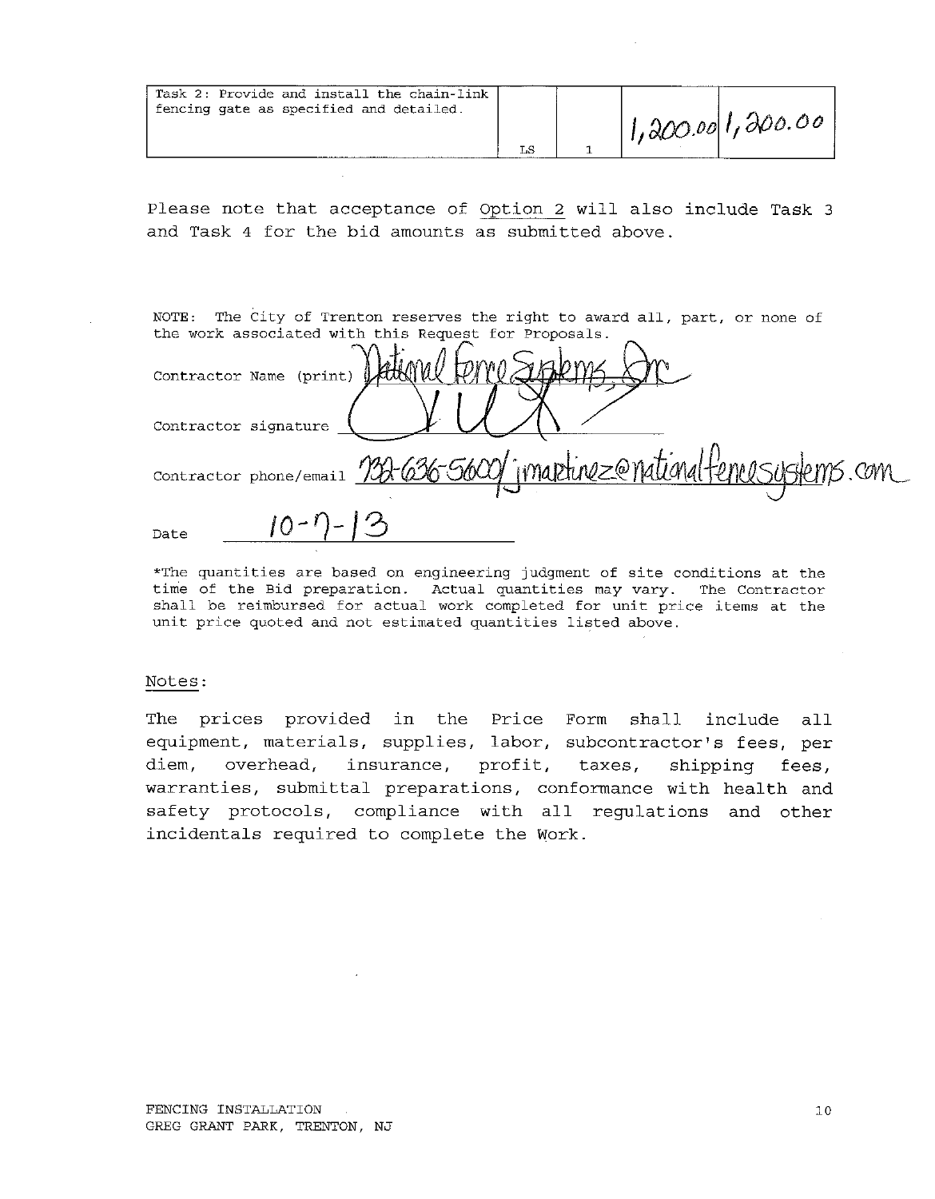| Task 2: Provide and install the chain-link fencing gate as specified and detailed. | LS | 1 | 1,200.00 | 1,200.00 |
|---|---|---|---|---|

Please note that acceptance of Option 2 will also include Task 3 and Task 4 for the bid amounts as submitted above.

NOTE: The City of Trenton reserves the right to award all, part, or none of the work associated with this Request for Proposals.

Contractor Name (print) National Fence Systems, Inc

Contractor signature

Contractor phone/email 732-636-5600/ jmartinez@nationalfencesystems.com

Date 10-7-13

*The quantities are based on engineering judgment of site conditions at the time of the Bid preparation. Actual quantities may vary. The Contractor shall be reimbursed for actual work completed for unit price items at the unit price quoted and not estimated quantities listed above.

Notes:

The prices provided in the Price Form shall include all equipment, materials, supplies, labor, subcontractor's fees, per diem, overhead, insurance, profit, taxes, shipping fees, warranties, submittal preparations, conformance with health and safety protocols, compliance with all regulations and other incidentals required to complete the Work.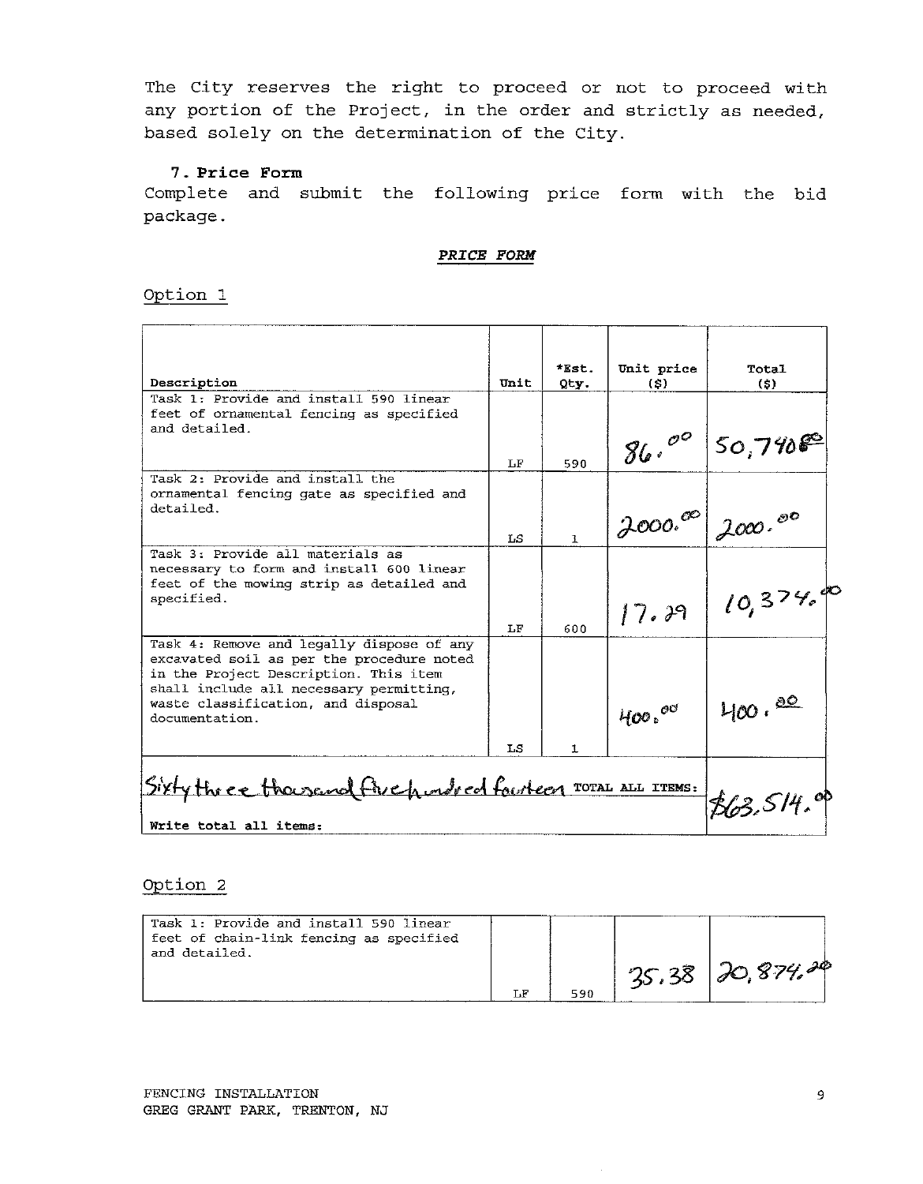The City reserves the right to proceed or not to proceed with any portion of the Project, in the order and strictly as needed, based solely on the determination of the City.

## 7. Price Form

Complete and submit the following price form with the bid package.

***PRICE FORM***

Option 1

| Description | Unit | *Est. Qty. | Unit price ($) | Total ($) |
|---|---|---|---|---|
| Task 1: Provide and install 590 linear feet of ornamental fencing as specified and detailed. | LF | 590 | 86.00 | 50,740.00 |
| Task 2: Provide and install the ornamental fencing gate as specified and detailed. | LS | 1 | 2000.00 | 2000.00 |
| Task 3: Provide all materials as necessary to form and install 600 linear feet of the mowing strip as detailed and specified. | LF | 600 | 17.29 | 10,374.00 |
| Task 4: Remove and legally dispose of any excavated soil as per the procedure noted in the Project Description. This item shall include all necessary permitting, waste classification, and disposal documentation. | LS | 1 | 400.00 | 400.00 |
| Sixty three thousand five hundred fourteen TOTAL ALL ITEMS: Write total all items: | | | | $63,514.00 |

Option 2

| Description | Unit | *Est. Qty. | Unit price ($) | Total ($) |
|---|---|---|---|---|
| Task 1: Provide and install 590 linear feet of chain-link fencing as specified and detailed. | LF | 590 | 35.38 | 20,874.20 |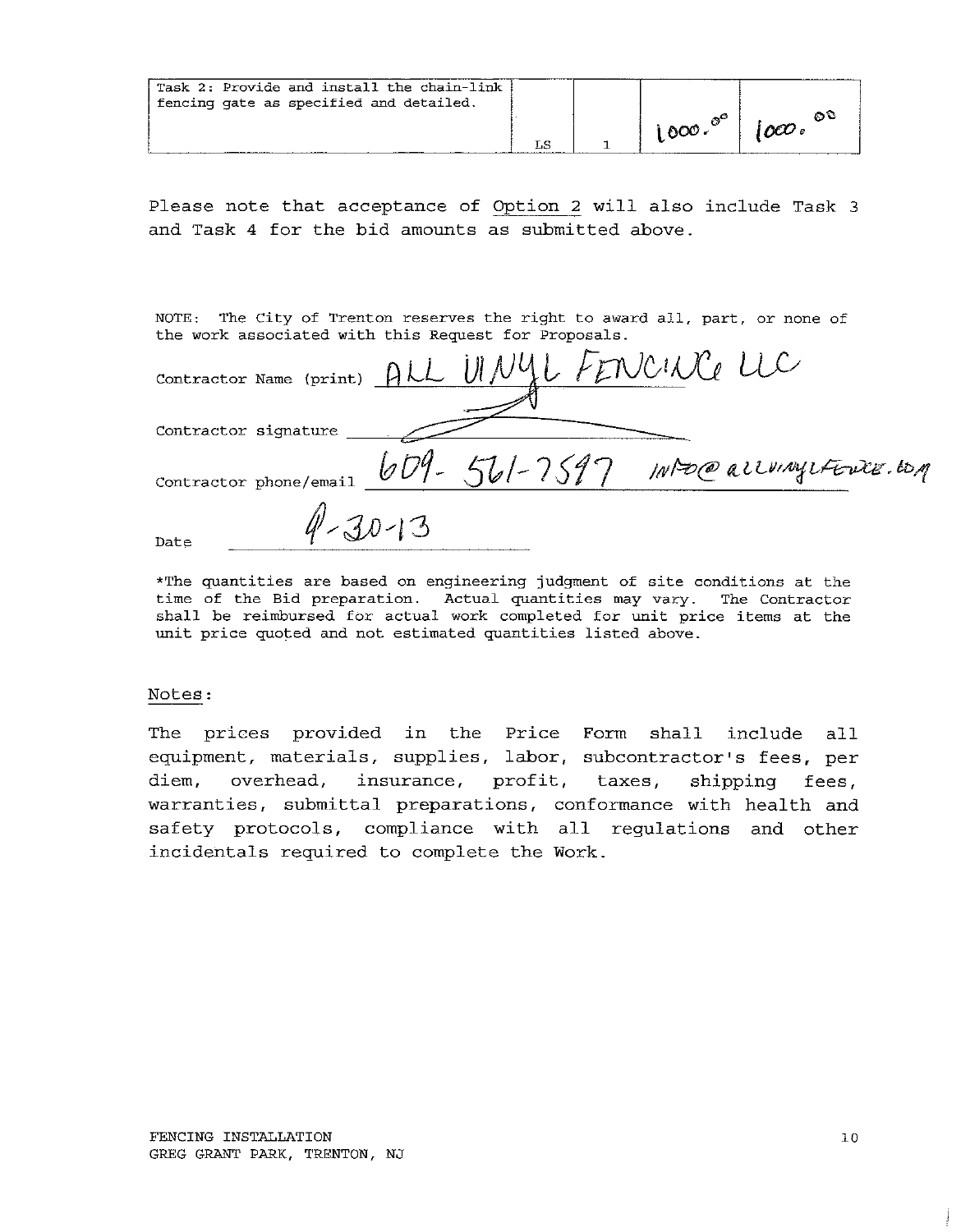| | | | | |
|---|---|---|---|---|
| Task 2: Provide and install the chain-link fencing gate as specified and detailed. | LS | 1 | 1000.00 | 1000.00 |

Please note that acceptance of Option 2 will also include Task 3 and Task 4 for the bid amounts as submitted above.

NOTE: The City of Trenton reserves the right to award all, part, or none of the work associated with this Request for Proposals.

Contractor Name (print) ALL VINYL FENCING LLC

Contractor signature

Contractor phone/email 609-561-7597 info@allvinylfence.com

Date 9-30-13

*The quantities are based on engineering judgment of site conditions at the time of the Bid preparation. Actual quantities may vary. The Contractor shall be reimbursed for actual work completed for unit price items at the unit price quoted and not estimated quantities listed above.

Notes:

The prices provided in the Price Form shall include all equipment, materials, supplies, labor, subcontractor's fees, per diem, overhead, insurance, profit, taxes, shipping fees, warranties, submittal preparations, conformance with health and safety protocols, compliance with all regulations and other incidentals required to complete the Work.